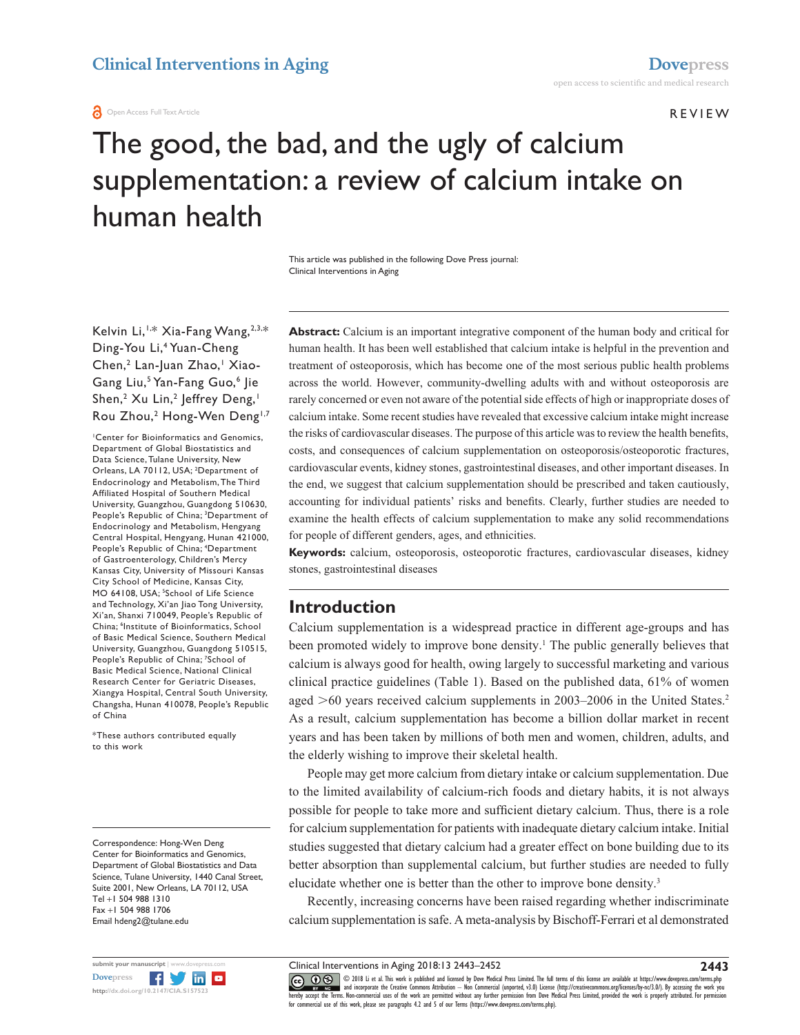REVIEW

# The good, the bad, and the ugly of calcium supplementation: a review of calcium intake on human health

This article was published in the following Dove Press journal:
Clinical Interventions in Aging

Kelvin Li,[1,*] Xia-Fang Wang,[2,3,*] Ding-You Li,[4] Yuan-Cheng Chen,[2] Lan-Juan Zhao,[1] Xiao-Gang Liu,[5] Yan-Fang Guo,[6] Jie Shen,[2] Xu Lin,[2] Jeffrey Deng,[1] Rou Zhou,[2] Hong-Wen Deng[1,7]

[1]Center for Bioinformatics and Genomics, Department of Global Biostatistics and Data Science, Tulane University, New Orleans, LA 70112, USA; [2]Department of Endocrinology and Metabolism, The Third Affiliated Hospital of Southern Medical University, Guangzhou, Guangdong 510630, People's Republic of China; [3]Department of Endocrinology and Metabolism, Hengyang Central Hospital, Hengyang, Hunan 421000, People's Republic of China; [4]Department of Gastroenterology, Children's Mercy Kansas City, University of Missouri Kansas City School of Medicine, Kansas City, MO 64108, USA; [5]School of Life Science and Technology, Xi'an Jiao Tong University, Xi'an, Shanxi 710049, People's Republic of China; [6]Institute of Bioinformatics, School of Basic Medical Science, Southern Medical University, Guangzhou, Guangdong 510515, People's Republic of China; [7]School of Basic Medical Science, National Clinical Research Center for Geriatric Diseases, Xiangya Hospital, Central South University, Changsha, Hunan 410078, People's Republic of China

*These authors contributed equally to this work

Correspondence: Hong-Wen Deng
Center for Bioinformatics and Genomics, Department of Global Biostatistics and Data Science, Tulane University, 1440 Canal Street, Suite 2001, New Orleans, LA 70112, USA
Tel +1 504 988 1310
Fax +1 504 988 1706
Email hdeng2@tulane.edu

**Abstract:** Calcium is an important integrative component of the human body and critical for human health. It has been well established that calcium intake is helpful in the prevention and treatment of osteoporosis, which has become one of the most serious public health problems across the world. However, community-dwelling adults with and without osteoporosis are rarely concerned or even not aware of the potential side effects of high or inappropriate doses of calcium intake. Some recent studies have revealed that excessive calcium intake might increase the risks of cardiovascular diseases. The purpose of this article was to review the health benefits, costs, and consequences of calcium supplementation on osteoporosis/osteoporotic fractures, cardiovascular events, kidney stones, gastrointestinal diseases, and other important diseases. In the end, we suggest that calcium supplementation should be prescribed and taken cautiously, accounting for individual patients' risks and benefits. Clearly, further studies are needed to examine the health effects of calcium supplementation to make any solid recommendations for people of different genders, ages, and ethnicities.

**Keywords:** calcium, osteoporosis, osteoporotic fractures, cardiovascular diseases, kidney stones, gastrointestinal diseases

## Introduction

Calcium supplementation is a widespread practice in different age-groups and has been promoted widely to improve bone density.[1] The public generally believes that calcium is always good for health, owing largely to successful marketing and various clinical practice guidelines (Table 1). Based on the published data, 61% of women aged >60 years received calcium supplements in 2003–2006 in the United States.[2] As a result, calcium supplementation has become a billion dollar market in recent years and has been taken by millions of both men and women, children, adults, and the elderly wishing to improve their skeletal health.

People may get more calcium from dietary intake or calcium supplementation. Due to the limited availability of calcium-rich foods and dietary habits, it is not always possible for people to take more and sufficient dietary calcium. Thus, there is a role for calcium supplementation for patients with inadequate dietary calcium intake. Initial studies suggested that dietary calcium had a greater effect on bone building due to its better absorption than supplemental calcium, but further studies are needed to fully elucidate whether one is better than the other to improve bone density.[3]

Recently, increasing concerns have been raised regarding whether indiscriminate calcium supplementation is safe. A meta-analysis by Bischoff-Ferrari et al demonstrated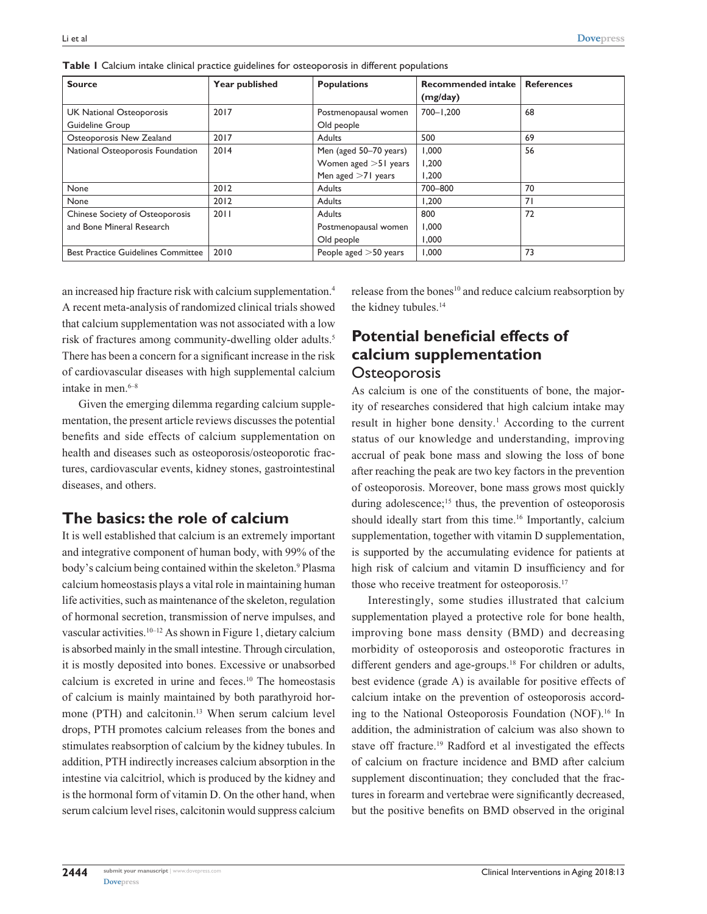**Table 1** Calcium intake clinical practice guidelines for osteoporosis in different populations

| Source | Year published | Populations | Recommended intake (mg/day) | References |
|---|---|---|---|---|
| UK National Osteoporosis Guideline Group | 2017 | Postmenopausal women<br>Old people | 700–1,200 | 68 |
| Osteoporosis New Zealand | 2017 | Adults | 500 | 69 |
| National Osteoporosis Foundation | 2014 | Men (aged 50–70 years)<br>Women aged >51 years<br>Men aged >71 years | 1,000<br>1,200<br>1,200 | 56 |
| None | 2012 | Adults | 700–800 | 70 |
| None | 2012 | Adults | 1,200 | 71 |
| Chinese Society of Osteoporosis and Bone Mineral Research | 2011 | Adults<br>Postmenopausal women<br>Old people | 800<br>1,000<br>1,000 | 72 |
| Best Practice Guidelines Committee | 2010 | People aged >50 years | 1,000 | 73 |

an increased hip fracture risk with calcium supplementation.[4] A recent meta-analysis of randomized clinical trials showed that calcium supplementation was not associated with a low risk of fractures among community-dwelling older adults.[5] There has been a concern for a significant increase in the risk of cardiovascular diseases with high supplemental calcium intake in men.[6–8]

Given the emerging dilemma regarding calcium supplementation, the present article reviews discusses the potential benefits and side effects of calcium supplementation on health and diseases such as osteoporosis/osteoporotic fractures, cardiovascular events, kidney stones, gastrointestinal diseases, and others.

## The basics: the role of calcium

It is well established that calcium is an extremely important and integrative component of human body, with 99% of the body's calcium being contained within the skeleton.[9] Plasma calcium homeostasis plays a vital role in maintaining human life activities, such as maintenance of the skeleton, regulation of hormonal secretion, transmission of nerve impulses, and vascular activities.[10–12] As shown in Figure 1, dietary calcium is absorbed mainly in the small intestine. Through circulation, it is mostly deposited into bones. Excessive or unabsorbed calcium is excreted in urine and feces.[10] The homeostasis of calcium is mainly maintained by both parathyroid hormone (PTH) and calcitonin.[13] When serum calcium level drops, PTH promotes calcium releases from the bones and stimulates reabsorption of calcium by the kidney tubules. In addition, PTH indirectly increases calcium absorption in the intestine via calcitriol, which is produced by the kidney and is the hormonal form of vitamin D. On the other hand, when serum calcium level rises, calcitonin would suppress calcium release from the bones[10] and reduce calcium reabsorption by the kidney tubules.[14]

## Potential beneficial effects of calcium supplementation

### Osteoporosis

As calcium is one of the constituents of bone, the majority of researches considered that high calcium intake may result in higher bone density.[1] According to the current status of our knowledge and understanding, improving accrual of peak bone mass and slowing the loss of bone after reaching the peak are two key factors in the prevention of osteoporosis. Moreover, bone mass grows most quickly during adolescence;[15] thus, the prevention of osteoporosis should ideally start from this time.[16] Importantly, calcium supplementation, together with vitamin D supplementation, is supported by the accumulating evidence for patients at high risk of calcium and vitamin D insufficiency and for those who receive treatment for osteoporosis.[17]

Interestingly, some studies illustrated that calcium supplementation played a protective role for bone health, improving bone mass density (BMD) and decreasing morbidity of osteoporosis and osteoporotic fractures in different genders and age-groups.[18] For children or adults, best evidence (grade A) is available for positive effects of calcium intake on the prevention of osteoporosis according to the National Osteoporosis Foundation (NOF).[16] In addition, the administration of calcium was also shown to stave off fracture.[19] Radford et al investigated the effects of calcium on fracture incidence and BMD after calcium supplement discontinuation; they concluded that the fractures in forearm and vertebrae were significantly decreased, but the positive benefits on BMD observed in the original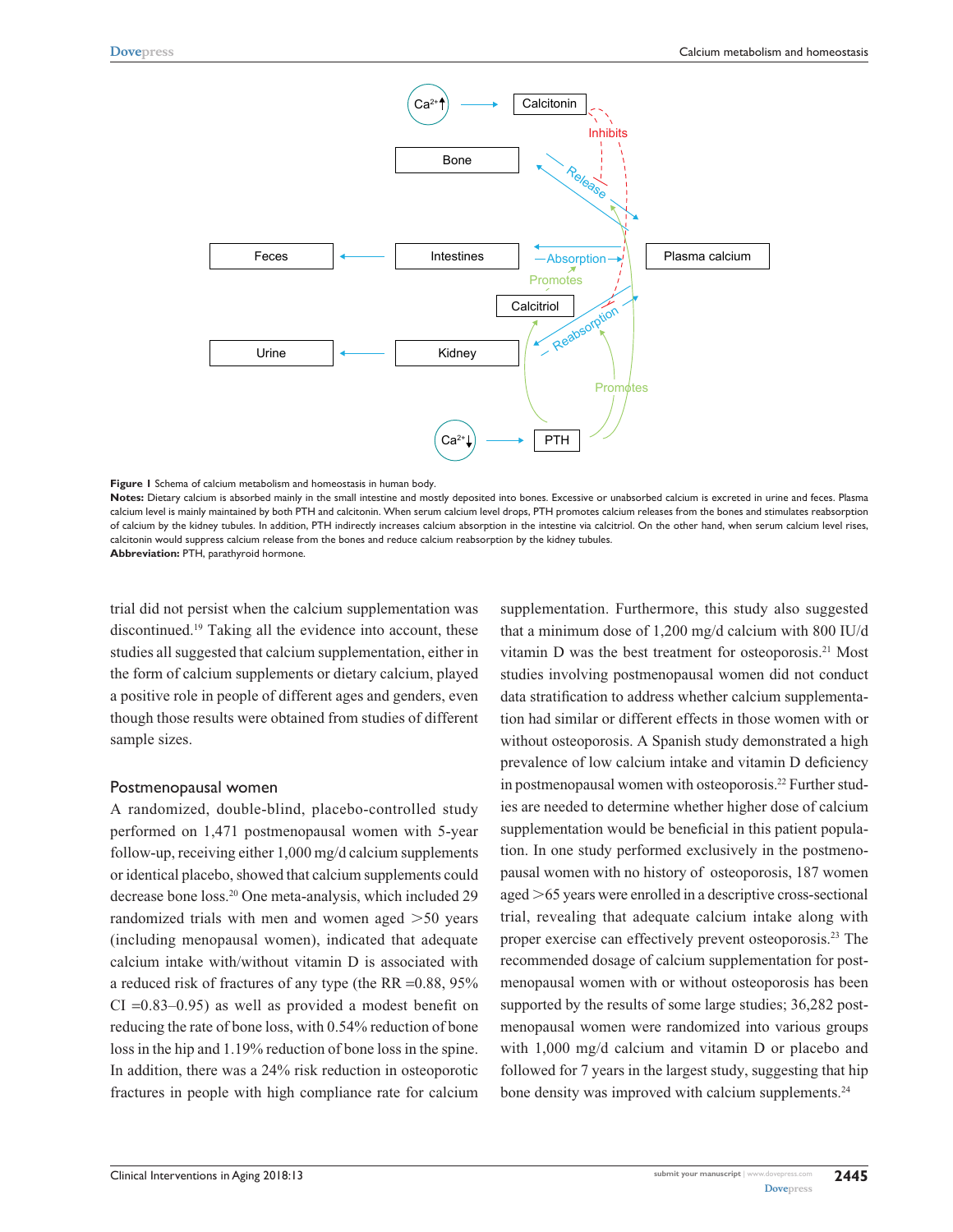**Figure 1** Schema of calcium metabolism and homeostasis in human body.

**Notes:** Dietary calcium is absorbed mainly in the small intestine and mostly deposited into bones. Excessive or unabsorbed calcium is excreted in urine and feces. Plasma calcium level is mainly maintained by both PTH and calcitonin. When serum calcium level drops, PTH promotes calcium releases from the bones and stimulates reabsorption of calcium by the kidney tubules. In addition, PTH indirectly increases calcium absorption in the intestine via calcitriol. On the other hand, when serum calcium level rises, calcitonin would suppress calcium release from the bones and reduce calcium reabsorption by the kidney tubules.

**Abbreviation:** PTH, parathyroid hormone.

trial did not persist when the calcium supplementation was discontinued.[19] Taking all the evidence into account, these studies all suggested that calcium supplementation, either in the form of calcium supplements or dietary calcium, played a positive role in people of different ages and genders, even though those results were obtained from studies of different sample sizes.

## Postmenopausal women

A randomized, double-blind, placebo-controlled study performed on 1,471 postmenopausal women with 5-year follow-up, receiving either 1,000 mg/d calcium supplements or identical placebo, showed that calcium supplements could decrease bone loss.[20] One meta-analysis, which included 29 randomized trials with men and women aged >50 years (including menopausal women), indicated that adequate calcium intake with/without vitamin D is associated with a reduced risk of fractures of any type (the RR =0.88, 95% CI =0.83–0.95) as well as provided a modest benefit on reducing the rate of bone loss, with 0.54% reduction of bone loss in the hip and 1.19% reduction of bone loss in the spine. In addition, there was a 24% risk reduction in osteoporotic fractures in people with high compliance rate for calcium supplementation. Furthermore, this study also suggested that a minimum dose of 1,200 mg/d calcium with 800 IU/d vitamin D was the best treatment for osteoporosis.[21] Most studies involving postmenopausal women did not conduct data stratification to address whether calcium supplementation had similar or different effects in those women with or without osteoporosis. A Spanish study demonstrated a high prevalence of low calcium intake and vitamin D deficiency in postmenopausal women with osteoporosis.[22] Further studies are needed to determine whether higher dose of calcium supplementation would be beneficial in this patient population. In one study performed exclusively in the postmenopausal women with no history of osteoporosis, 187 women aged >65 years were enrolled in a descriptive cross-sectional trial, revealing that adequate calcium intake along with proper exercise can effectively prevent osteoporosis.[23] The recommended dosage of calcium supplementation for postmenopausal women with or without osteoporosis has been supported by the results of some large studies; 36,282 postmenopausal women were randomized into various groups with 1,000 mg/d calcium and vitamin D or placebo and followed for 7 years in the largest study, suggesting that hip bone density was improved with calcium supplements.[24]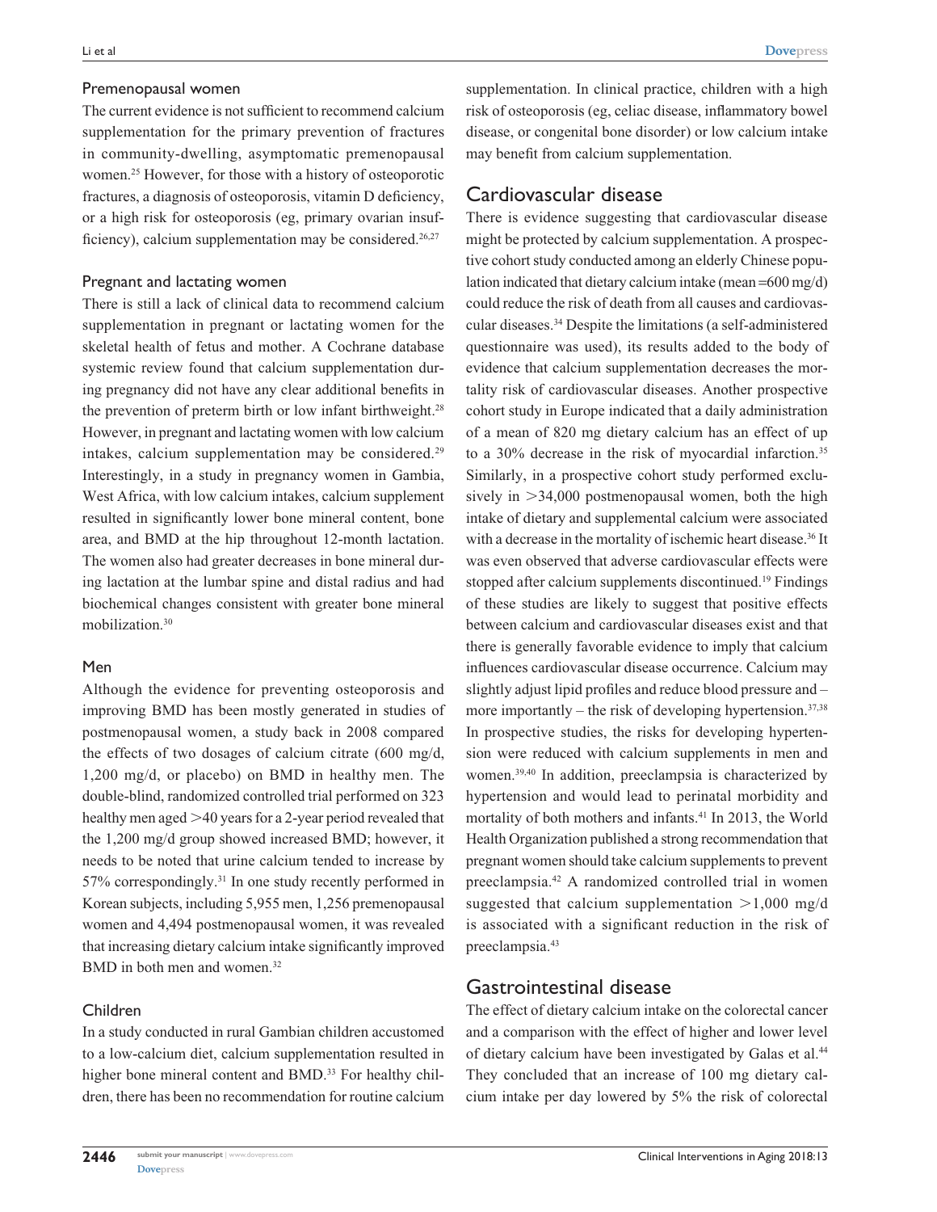### Premenopausal women

The current evidence is not sufficient to recommend calcium supplementation for the primary prevention of fractures in community-dwelling, asymptomatic premenopausal women.[25] However, for those with a history of osteoporotic fractures, a diagnosis of osteoporosis, vitamin D deficiency, or a high risk for osteoporosis (eg, primary ovarian insufficiency), calcium supplementation may be considered.[26,27]

### Pregnant and lactating women

There is still a lack of clinical data to recommend calcium supplementation in pregnant or lactating women for the skeletal health of fetus and mother. A Cochrane database systemic review found that calcium supplementation during pregnancy did not have any clear additional benefits in the prevention of preterm birth or low infant birthweight.[28] However, in pregnant and lactating women with low calcium intakes, calcium supplementation may be considered.[29] Interestingly, in a study in pregnancy women in Gambia, West Africa, with low calcium intakes, calcium supplement resulted in significantly lower bone mineral content, bone area, and BMD at the hip throughout 12-month lactation. The women also had greater decreases in bone mineral during lactation at the lumbar spine and distal radius and had biochemical changes consistent with greater bone mineral mobilization.[30]

### Men

Although the evidence for preventing osteoporosis and improving BMD has been mostly generated in studies of postmenopausal women, a study back in 2008 compared the effects of two dosages of calcium citrate (600 mg/d, 1,200 mg/d, or placebo) on BMD in healthy men. The double-blind, randomized controlled trial performed on 323 healthy men aged >40 years for a 2-year period revealed that the 1,200 mg/d group showed increased BMD; however, it needs to be noted that urine calcium tended to increase by 57% correspondingly.[31] In one study recently performed in Korean subjects, including 5,955 men, 1,256 premenopausal women and 4,494 postmenopausal women, it was revealed that increasing dietary calcium intake significantly improved BMD in both men and women.[32]

### Children

In a study conducted in rural Gambian children accustomed to a low-calcium diet, calcium supplementation resulted in higher bone mineral content and BMD.[33] For healthy children, there has been no recommendation for routine calcium supplementation. In clinical practice, children with a high risk of osteoporosis (eg, celiac disease, inflammatory bowel disease, or congenital bone disorder) or low calcium intake may benefit from calcium supplementation.

## Cardiovascular disease

There is evidence suggesting that cardiovascular disease might be protected by calcium supplementation. A prospective cohort study conducted among an elderly Chinese population indicated that dietary calcium intake (mean =600 mg/d) could reduce the risk of death from all causes and cardiovascular diseases.[34] Despite the limitations (a self-administered questionnaire was used), its results added to the body of evidence that calcium supplementation decreases the mortality risk of cardiovascular diseases. Another prospective cohort study in Europe indicated that a daily administration of a mean of 820 mg dietary calcium has an effect of up to a 30% decrease in the risk of myocardial infarction.[35] Similarly, in a prospective cohort study performed exclusively in >34,000 postmenopausal women, both the high intake of dietary and supplemental calcium were associated with a decrease in the mortality of ischemic heart disease.[36] It was even observed that adverse cardiovascular effects were stopped after calcium supplements discontinued.[19] Findings of these studies are likely to suggest that positive effects between calcium and cardiovascular diseases exist and that there is generally favorable evidence to imply that calcium influences cardiovascular disease occurrence. Calcium may slightly adjust lipid profiles and reduce blood pressure and – more importantly – the risk of developing hypertension.[37,38] In prospective studies, the risks for developing hypertension were reduced with calcium supplements in men and women.[39,40] In addition, preeclampsia is characterized by hypertension and would lead to perinatal morbidity and mortality of both mothers and infants.[41] In 2013, the World Health Organization published a strong recommendation that pregnant women should take calcium supplements to prevent preeclampsia.[42] A randomized controlled trial in women suggested that calcium supplementation >1,000 mg/d is associated with a significant reduction in the risk of preeclampsia.[43]

## Gastrointestinal disease

The effect of dietary calcium intake on the colorectal cancer and a comparison with the effect of higher and lower level of dietary calcium have been investigated by Galas et al.[44] They concluded that an increase of 100 mg dietary calcium intake per day lowered by 5% the risk of colorectal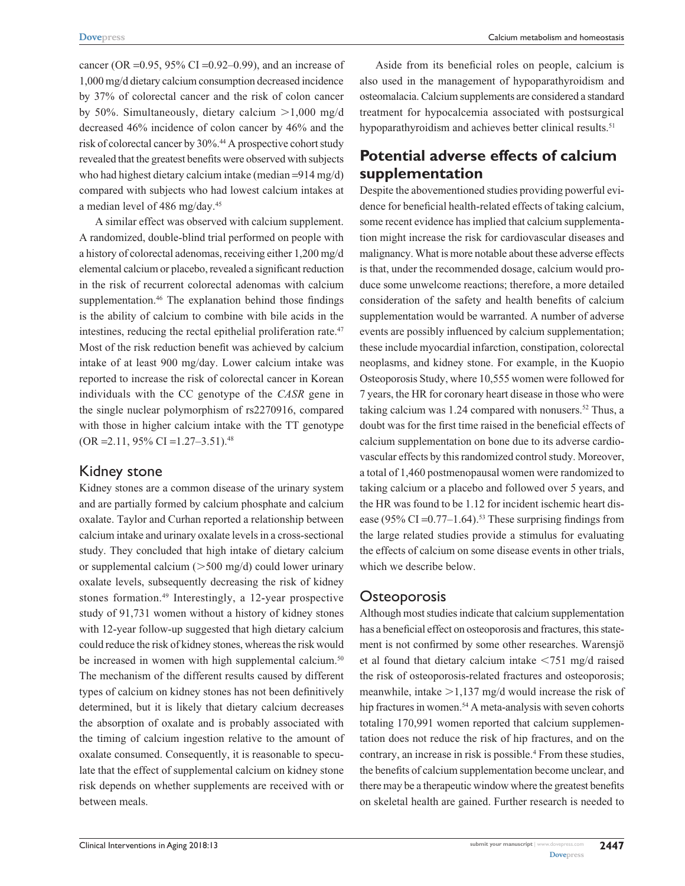cancer (OR =0.95, 95% CI =0.92–0.99), and an increase of 1,000 mg/d dietary calcium consumption decreased incidence by 37% of colorectal cancer and the risk of colon cancer by 50%. Simultaneously, dietary calcium >1,000 mg/d decreased 46% incidence of colon cancer by 46% and the risk of colorectal cancer by 30%.[44] A prospective cohort study revealed that the greatest benefits were observed with subjects who had highest dietary calcium intake (median =914 mg/d) compared with subjects who had lowest calcium intakes at a median level of 486 mg/day.[45]

A similar effect was observed with calcium supplement. A randomized, double-blind trial performed on people with a history of colorectal adenomas, receiving either 1,200 mg/d elemental calcium or placebo, revealed a significant reduction in the risk of recurrent colorectal adenomas with calcium supplementation.[46] The explanation behind those findings is the ability of calcium to combine with bile acids in the intestines, reducing the rectal epithelial proliferation rate.[47] Most of the risk reduction benefit was achieved by calcium intake of at least 900 mg/day. Lower calcium intake was reported to increase the risk of colorectal cancer in Korean individuals with the CC genotype of the *CASR* gene in the single nuclear polymorphism of rs2270916, compared with those in higher calcium intake with the TT genotype (OR =2.11, 95% CI =1.27–3.51).[48]

### Kidney stone

Kidney stones are a common disease of the urinary system and are partially formed by calcium phosphate and calcium oxalate. Taylor and Curhan reported a relationship between calcium intake and urinary oxalate levels in a cross-sectional study. They concluded that high intake of dietary calcium or supplemental calcium (>500 mg/d) could lower urinary oxalate levels, subsequently decreasing the risk of kidney stones formation.[49] Interestingly, a 12-year prospective study of 91,731 women without a history of kidney stones with 12-year follow-up suggested that high dietary calcium could reduce the risk of kidney stones, whereas the risk would be increased in women with high supplemental calcium.[50] The mechanism of the different results caused by different types of calcium on kidney stones has not been definitively determined, but it is likely that dietary calcium decreases the absorption of oxalate and is probably associated with the timing of calcium ingestion relative to the amount of oxalate consumed. Consequently, it is reasonable to speculate that the effect of supplemental calcium on kidney stone risk depends on whether supplements are received with or between meals.

Aside from its beneficial roles on people, calcium is also used in the management of hypoparathyroidism and osteomalacia. Calcium supplements are considered a standard treatment for hypocalcemia associated with postsurgical hypoparathyroidism and achieves better clinical results.[51]

## Potential adverse effects of calcium supplementation

Despite the abovementioned studies providing powerful evidence for beneficial health-related effects of taking calcium, some recent evidence has implied that calcium supplementation might increase the risk for cardiovascular diseases and malignancy. What is more notable about these adverse effects is that, under the recommended dosage, calcium would produce some unwelcome reactions; therefore, a more detailed consideration of the safety and health benefits of calcium supplementation would be warranted. A number of adverse events are possibly influenced by calcium supplementation; these include myocardial infarction, constipation, colorectal neoplasms, and kidney stone. For example, in the Kuopio Osteoporosis Study, where 10,555 women were followed for 7 years, the HR for coronary heart disease in those who were taking calcium was 1.24 compared with nonusers.[52] Thus, a doubt was for the first time raised in the beneficial effects of calcium supplementation on bone due to its adverse cardiovascular effects by this randomized control study. Moreover, a total of 1,460 postmenopausal women were randomized to taking calcium or a placebo and followed over 5 years, and the HR was found to be 1.12 for incident ischemic heart disease (95% CI =0.77–1.64).[53] These surprising findings from the large related studies provide a stimulus for evaluating the effects of calcium on some disease events in other trials, which we describe below.

### Osteoporosis

Although most studies indicate that calcium supplementation has a beneficial effect on osteoporosis and fractures, this statement is not confirmed by some other researches. Warensjö et al found that dietary calcium intake <751 mg/d raised the risk of osteoporosis-related fractures and osteoporosis; meanwhile, intake >1,137 mg/d would increase the risk of hip fractures in women.[54] A meta-analysis with seven cohorts totaling 170,991 women reported that calcium supplementation does not reduce the risk of hip fractures, and on the contrary, an increase in risk is possible.[4] From these studies, the benefits of calcium supplementation become unclear, and there may be a therapeutic window where the greatest benefits on skeletal health are gained. Further research is needed to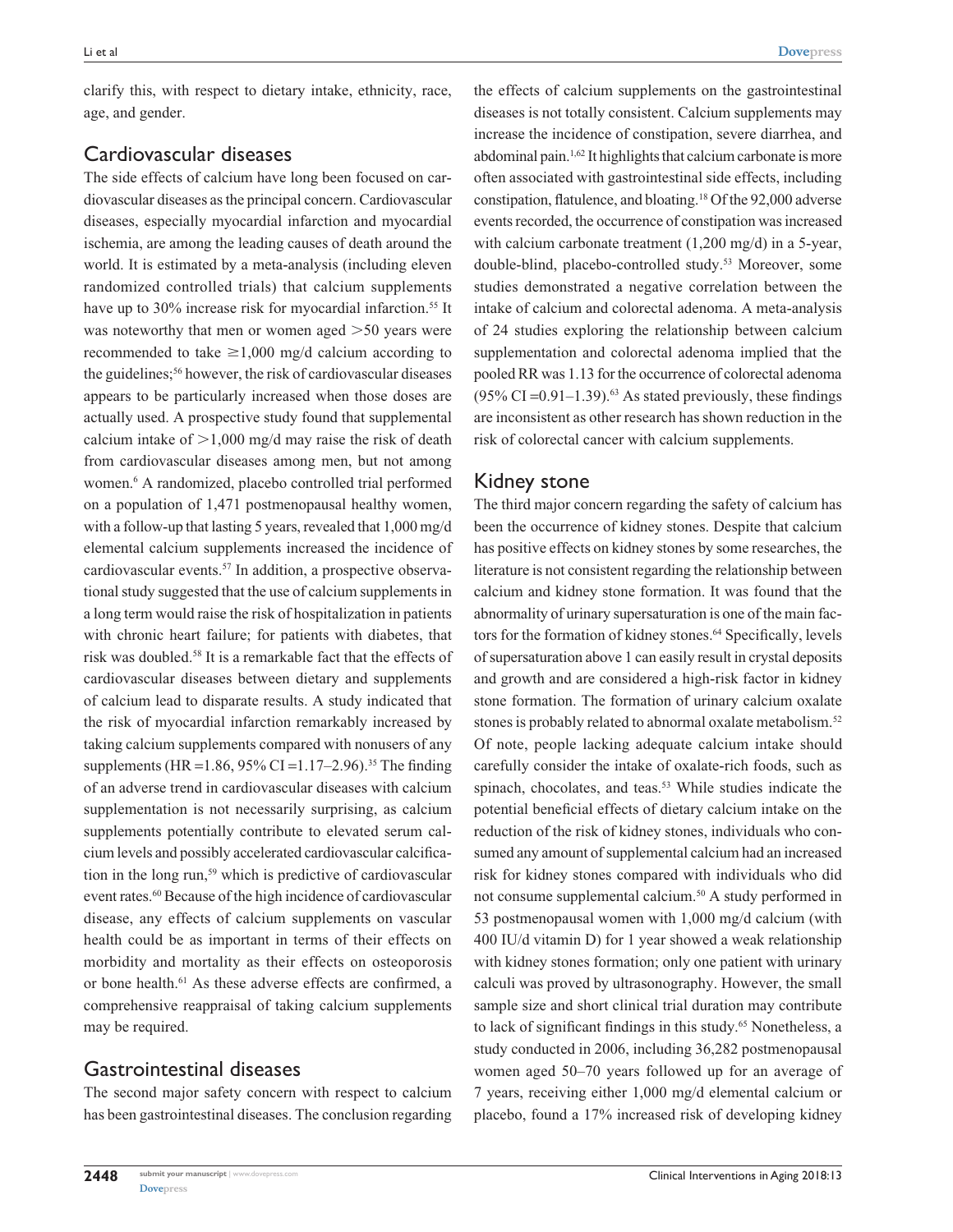clarify this, with respect to dietary intake, ethnicity, race, age, and gender.

## Cardiovascular diseases

The side effects of calcium have long been focused on cardiovascular diseases as the principal concern. Cardiovascular diseases, especially myocardial infarction and myocardial ischemia, are among the leading causes of death around the world. It is estimated by a meta-analysis (including eleven randomized controlled trials) that calcium supplements have up to 30% increase risk for myocardial infarction.[55] It was noteworthy that men or women aged >50 years were recommended to take ≥1,000 mg/d calcium according to the guidelines;[56] however, the risk of cardiovascular diseases appears to be particularly increased when those doses are actually used. A prospective study found that supplemental calcium intake of >1,000 mg/d may raise the risk of death from cardiovascular diseases among men, but not among women.[6] A randomized, placebo controlled trial performed on a population of 1,471 postmenopausal healthy women, with a follow-up that lasting 5 years, revealed that 1,000 mg/d elemental calcium supplements increased the incidence of cardiovascular events.[57] In addition, a prospective observational study suggested that the use of calcium supplements in a long term would raise the risk of hospitalization in patients with chronic heart failure; for patients with diabetes, that risk was doubled.[58] It is a remarkable fact that the effects of cardiovascular diseases between dietary and supplements of calcium lead to disparate results. A study indicated that the risk of myocardial infarction remarkably increased by taking calcium supplements compared with nonusers of any supplements (HR =1.86, 95% CI =1.17–2.96).[35] The finding of an adverse trend in cardiovascular diseases with calcium supplementation is not necessarily surprising, as calcium supplements potentially contribute to elevated serum calcium levels and possibly accelerated cardiovascular calcification in the long run,[59] which is predictive of cardiovascular event rates.[60] Because of the high incidence of cardiovascular disease, any effects of calcium supplements on vascular health could be as important in terms of their effects on morbidity and mortality as their effects on osteoporosis or bone health.[61] As these adverse effects are confirmed, a comprehensive reappraisal of taking calcium supplements may be required.

## Gastrointestinal diseases

The second major safety concern with respect to calcium has been gastrointestinal diseases. The conclusion regarding the effects of calcium supplements on the gastrointestinal diseases is not totally consistent. Calcium supplements may increase the incidence of constipation, severe diarrhea, and abdominal pain.[1,62] It highlights that calcium carbonate is more often associated with gastrointestinal side effects, including constipation, flatulence, and bloating.[18] Of the 92,000 adverse events recorded, the occurrence of constipation was increased with calcium carbonate treatment (1,200 mg/d) in a 5-year, double-blind, placebo-controlled study.[53] Moreover, some studies demonstrated a negative correlation between the intake of calcium and colorectal adenoma. A meta-analysis of 24 studies exploring the relationship between calcium supplementation and colorectal adenoma implied that the pooled RR was 1.13 for the occurrence of colorectal adenoma (95% CI =0.91–1.39).[63] As stated previously, these findings are inconsistent as other research has shown reduction in the risk of colorectal cancer with calcium supplements.

## Kidney stone

The third major concern regarding the safety of calcium has been the occurrence of kidney stones. Despite that calcium has positive effects on kidney stones by some researches, the literature is not consistent regarding the relationship between calcium and kidney stone formation. It was found that the abnormality of urinary supersaturation is one of the main factors for the formation of kidney stones.[64] Specifically, levels of supersaturation above 1 can easily result in crystal deposits and growth and are considered a high-risk factor in kidney stone formation. The formation of urinary calcium oxalate stones is probably related to abnormal oxalate metabolism.[52] Of note, people lacking adequate calcium intake should carefully consider the intake of oxalate-rich foods, such as spinach, chocolates, and teas.[53] While studies indicate the potential beneficial effects of dietary calcium intake on the reduction of the risk of kidney stones, individuals who consumed any amount of supplemental calcium had an increased risk for kidney stones compared with individuals who did not consume supplemental calcium.[50] A study performed in 53 postmenopausal women with 1,000 mg/d calcium (with 400 IU/d vitamin D) for 1 year showed a weak relationship with kidney stones formation; only one patient with urinary calculi was proved by ultrasonography. However, the small sample size and short clinical trial duration may contribute to lack of significant findings in this study.[65] Nonetheless, a study conducted in 2006, including 36,282 postmenopausal women aged 50–70 years followed up for an average of 7 years, receiving either 1,000 mg/d elemental calcium or placebo, found a 17% increased risk of developing kidney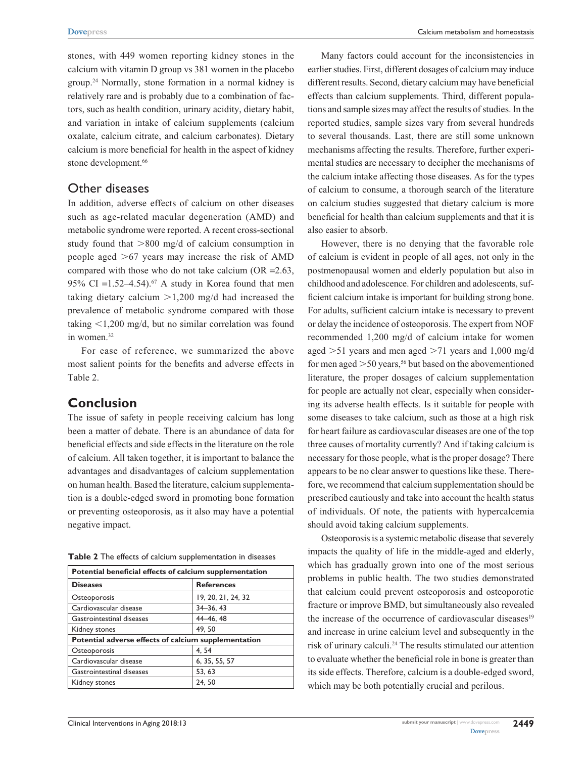stones, with 449 women reporting kidney stones in the calcium with vitamin D group vs 381 women in the placebo group.[24] Normally, stone formation in a normal kidney is relatively rare and is probably due to a combination of factors, such as health condition, urinary acidity, dietary habit, and variation in intake of calcium supplements (calcium oxalate, calcium citrate, and calcium carbonates). Dietary calcium is more beneficial for health in the aspect of kidney stone development.[66]

## Other diseases

In addition, adverse effects of calcium on other diseases such as age-related macular degeneration (AMD) and metabolic syndrome were reported. A recent cross-sectional study found that >800 mg/d of calcium consumption in people aged >67 years may increase the risk of AMD compared with those who do not take calcium (OR =2.63, 95% CI =1.52–4.54).[67] A study in Korea found that men taking dietary calcium >1,200 mg/d had increased the prevalence of metabolic syndrome compared with those taking <1,200 mg/d, but no similar correlation was found in women.[32]

For ease of reference, we summarized the above most salient points for the benefits and adverse effects in Table 2.

# Conclusion

The issue of safety in people receiving calcium has long been a matter of debate. There is an abundance of data for beneficial effects and side effects in the literature on the role of calcium. All taken together, it is important to balance the advantages and disadvantages of calcium supplementation on human health. Based the literature, calcium supplementation is a double-edged sword in promoting bone formation or preventing osteoporosis, as it also may have a potential negative impact.

**Table 2** The effects of calcium supplementation in diseases

| Potential beneficial effects of calcium supplementation | |
|---|---|
| **Diseases** | **References** |
| Osteoporosis | 19, 20, 21, 24, 32 |
| Cardiovascular disease | 34–36, 43 |
| Gastrointestinal diseases | 44–46, 48 |
| Kidney stones | 49, 50 |
| **Potential adverse effects of calcium supplementation** | |
| Osteoporosis | 4, 54 |
| Cardiovascular disease | 6, 35, 55, 57 |
| Gastrointestinal diseases | 53, 63 |
| Kidney stones | 24, 50 |

Many factors could account for the inconsistencies in earlier studies. First, different dosages of calcium may induce different results. Second, dietary calcium may have beneficial effects than calcium supplements. Third, different populations and sample sizes may affect the results of studies. In the reported studies, sample sizes vary from several hundreds to several thousands. Last, there are still some unknown mechanisms affecting the results. Therefore, further experimental studies are necessary to decipher the mechanisms of the calcium intake affecting those diseases. As for the types of calcium to consume, a thorough search of the literature on calcium studies suggested that dietary calcium is more beneficial for health than calcium supplements and that it is also easier to absorb.

However, there is no denying that the favorable role of calcium is evident in people of all ages, not only in the postmenopausal women and elderly population but also in childhood and adolescence. For children and adolescents, sufficient calcium intake is important for building strong bone. For adults, sufficient calcium intake is necessary to prevent or delay the incidence of osteoporosis. The expert from NOF recommended 1,200 mg/d of calcium intake for women aged >51 years and men aged >71 years and 1,000 mg/d for men aged >50 years,[56] but based on the abovementioned literature, the proper dosages of calcium supplementation for people are actually not clear, especially when considering its adverse health effects. Is it suitable for people with some diseases to take calcium, such as those at a high risk for heart failure as cardiovascular diseases are one of the top three causes of mortality currently? And if taking calcium is necessary for those people, what is the proper dosage? There appears to be no clear answer to questions like these. Therefore, we recommend that calcium supplementation should be prescribed cautiously and take into account the health status of individuals. Of note, the patients with hypercalcemia should avoid taking calcium supplements.

Osteoporosis is a systemic metabolic disease that severely impacts the quality of life in the middle-aged and elderly, which has gradually grown into one of the most serious problems in public health. The two studies demonstrated that calcium could prevent osteoporosis and osteoporotic fracture or improve BMD, but simultaneously also revealed the increase of the occurrence of cardiovascular diseases[19] and increase in urine calcium level and subsequently in the risk of urinary calculi.[24] The results stimulated our attention to evaluate whether the beneficial role in bone is greater than its side effects. Therefore, calcium is a double-edged sword, which may be both potentially crucial and perilous.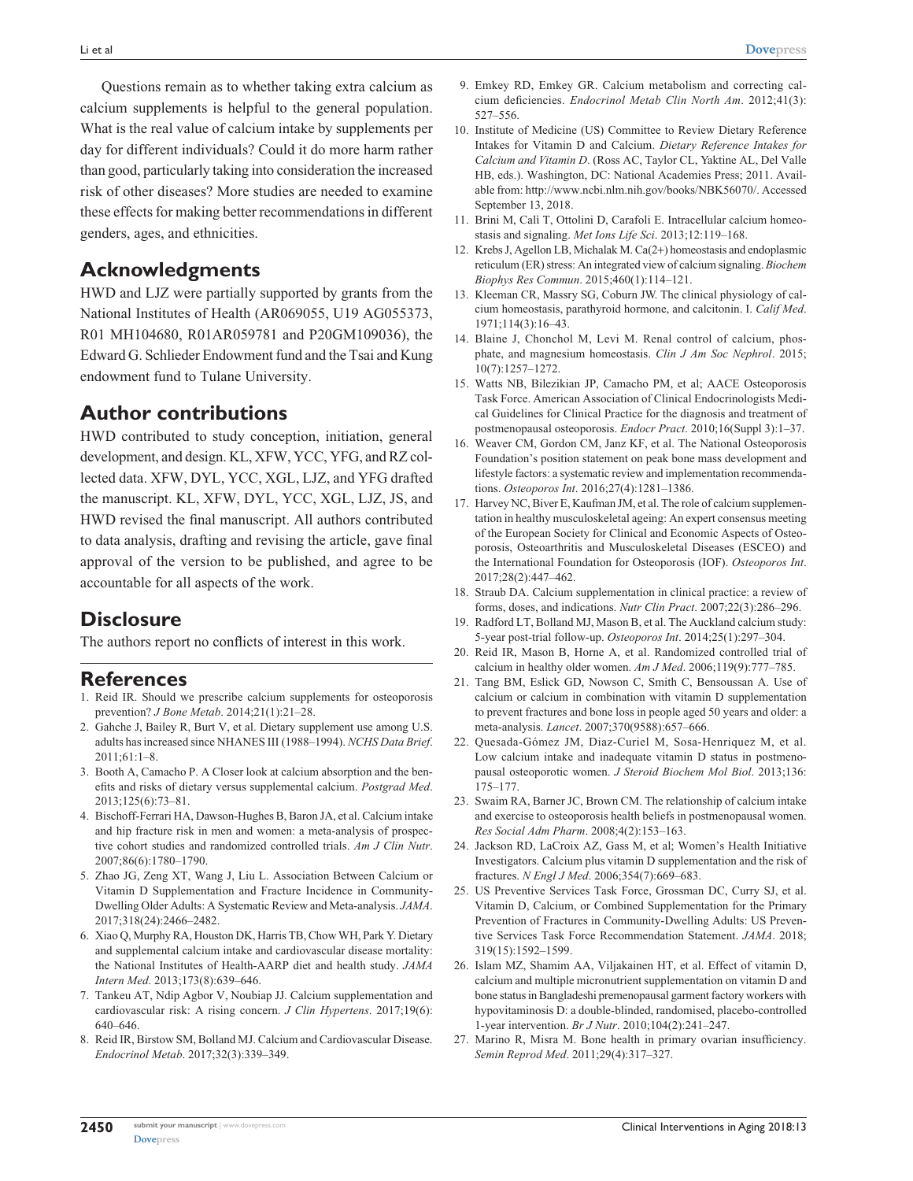Questions remain as to whether taking extra calcium as calcium supplements is helpful to the general population. What is the real value of calcium intake by supplements per day for different individuals? Could it do more harm rather than good, particularly taking into consideration the increased risk of other diseases? More studies are needed to examine these effects for making better recommendations in different genders, ages, and ethnicities.

## Acknowledgments

HWD and LJZ were partially supported by grants from the National Institutes of Health (AR069055, U19 AG055373, R01 MH104680, R01AR059781 and P20GM109036), the Edward G. Schlieder Endowment fund and the Tsai and Kung endowment fund to Tulane University.

## Author contributions

HWD contributed to study conception, initiation, general development, and design. KL, XFW, YCC, YFG, and RZ collected data. XFW, DYL, YCC, XGL, LJZ, and YFG drafted the manuscript. KL, XFW, DYL, YCC, XGL, LJZ, JS, and HWD revised the final manuscript. All authors contributed to data analysis, drafting and revising the article, gave final approval of the version to be published, and agree to be accountable for all aspects of the work.

## Disclosure

The authors report no conflicts of interest in this work.

## References

1. Reid IR. Should we prescribe calcium supplements for osteoporosis prevention? *J Bone Metab*. 2014;21(1):21–28.
2. Gahche J, Bailey R, Burt V, et al. Dietary supplement use among U.S. adults has increased since NHANES III (1988–1994). *NCHS Data Brief*. 2011;61:1–8.
3. Booth A, Camacho P. A Closer look at calcium absorption and the benefits and risks of dietary versus supplemental calcium. *Postgrad Med*. 2013;125(6):73–81.
4. Bischoff-Ferrari HA, Dawson-Hughes B, Baron JA, et al. Calcium intake and hip fracture risk in men and women: a meta-analysis of prospective cohort studies and randomized controlled trials. *Am J Clin Nutr*. 2007;86(6):1780–1790.
5. Zhao JG, Zeng XT, Wang J, Liu L. Association Between Calcium or Vitamin D Supplementation and Fracture Incidence in Community-Dwelling Older Adults: A Systematic Review and Meta-analysis. *JAMA*. 2017;318(24):2466–2482.
6. Xiao Q, Murphy RA, Houston DK, Harris TB, Chow WH, Park Y. Dietary and supplemental calcium intake and cardiovascular disease mortality: the National Institutes of Health-AARP diet and health study. *JAMA Intern Med*. 2013;173(8):639–646.
7. Tankeu AT, Ndip Agbor V, Noubiap JJ. Calcium supplementation and cardiovascular risk: A rising concern. *J Clin Hypertens*. 2017;19(6): 640–646.
8. Reid IR, Birstow SM, Bolland MJ. Calcium and Cardiovascular Disease. *Endocrinol Metab*. 2017;32(3):339–349.
9. Emkey RD, Emkey GR. Calcium metabolism and correcting calcium deficiencies. *Endocrinol Metab Clin North Am*. 2012;41(3): 527–556.
10. Institute of Medicine (US) Committee to Review Dietary Reference Intakes for Vitamin D and Calcium. *Dietary Reference Intakes for Calcium and Vitamin D*. (Ross AC, Taylor CL, Yaktine AL, Del Valle HB, eds.). Washington, DC: National Academies Press; 2011. Available from: http://www.ncbi.nlm.nih.gov/books/NBK56070/. Accessed September 13, 2018.
11. Brini M, Calì T, Ottolini D, Carafoli E. Intracellular calcium homeostasis and signaling. *Met Ions Life Sci*. 2013;12:119–168.
12. Krebs J, Agellon LB, Michalak M. Ca(2+) homeostasis and endoplasmic reticulum (ER) stress: An integrated view of calcium signaling. *Biochem Biophys Res Commun*. 2015;460(1):114–121.
13. Kleeman CR, Massry SG, Coburn JW. The clinical physiology of calcium homeostasis, parathyroid hormone, and calcitonin. I. *Calif Med*. 1971;114(3):16–43.
14. Blaine J, Chonchol M, Levi M. Renal control of calcium, phosphate, and magnesium homeostasis. *Clin J Am Soc Nephrol*. 2015; 10(7):1257–1272.
15. Watts NB, Bilezikian JP, Camacho PM, et al; AACE Osteoporosis Task Force. American Association of Clinical Endocrinologists Medical Guidelines for Clinical Practice for the diagnosis and treatment of postmenopausal osteoporosis. *Endocr Pract*. 2010;16(Suppl 3):1–37.
16. Weaver CM, Gordon CM, Janz KF, et al. The National Osteoporosis Foundation's position statement on peak bone mass development and lifestyle factors: a systematic review and implementation recommendations. *Osteoporos Int*. 2016;27(4):1281–1386.
17. Harvey NC, Biver E, Kaufman JM, et al. The role of calcium supplementation in healthy musculoskeletal ageing: An expert consensus meeting of the European Society for Clinical and Economic Aspects of Osteoporosis, Osteoarthritis and Musculoskeletal Diseases (ESCEO) and the International Foundation for Osteoporosis (IOF). *Osteoporos Int*. 2017;28(2):447–462.
18. Straub DA. Calcium supplementation in clinical practice: a review of forms, doses, and indications. *Nutr Clin Pract*. 2007;22(3):286–296.
19. Radford LT, Bolland MJ, Mason B, et al. The Auckland calcium study: 5-year post-trial follow-up. *Osteoporos Int*. 2014;25(1):297–304.
20. Reid IR, Mason B, Horne A, et al. Randomized controlled trial of calcium in healthy older women. *Am J Med*. 2006;119(9):777–785.
21. Tang BM, Eslick GD, Nowson C, Smith C, Bensoussan A. Use of calcium or calcium in combination with vitamin D supplementation to prevent fractures and bone loss in people aged 50 years and older: a meta-analysis. *Lancet*. 2007;370(9588):657–666.
22. Quesada-Gómez JM, Diaz-Curiel M, Sosa-Henriquez M, et al. Low calcium intake and inadequate vitamin D status in postmenopausal osteoporotic women. *J Steroid Biochem Mol Biol*. 2013;136: 175–177.
23. Swaim RA, Barner JC, Brown CM. The relationship of calcium intake and exercise to osteoporosis health beliefs in postmenopausal women. *Res Social Adm Pharm*. 2008;4(2):153–163.
24. Jackson RD, LaCroix AZ, Gass M, et al; Women's Health Initiative Investigators. Calcium plus vitamin D supplementation and the risk of fractures. *N Engl J Med*. 2006;354(7):669–683.
25. US Preventive Services Task Force, Grossman DC, Curry SJ, et al. Vitamin D, Calcium, or Combined Supplementation for the Primary Prevention of Fractures in Community-Dwelling Adults: US Preventive Services Task Force Recommendation Statement. *JAMA*. 2018; 319(15):1592–1599.
26. Islam MZ, Shamim AA, Viljakainen HT, et al. Effect of vitamin D, calcium and multiple micronutrient supplementation on vitamin D and bone status in Bangladeshi premenopausal garment factory workers with hypovitaminosis D: a double-blinded, randomised, placebo-controlled 1-year intervention. *Br J Nutr*. 2010;104(2):241–247.
27. Marino R, Misra M. Bone health in primary ovarian insufficiency. *Semin Reprod Med*. 2011;29(4):317–327.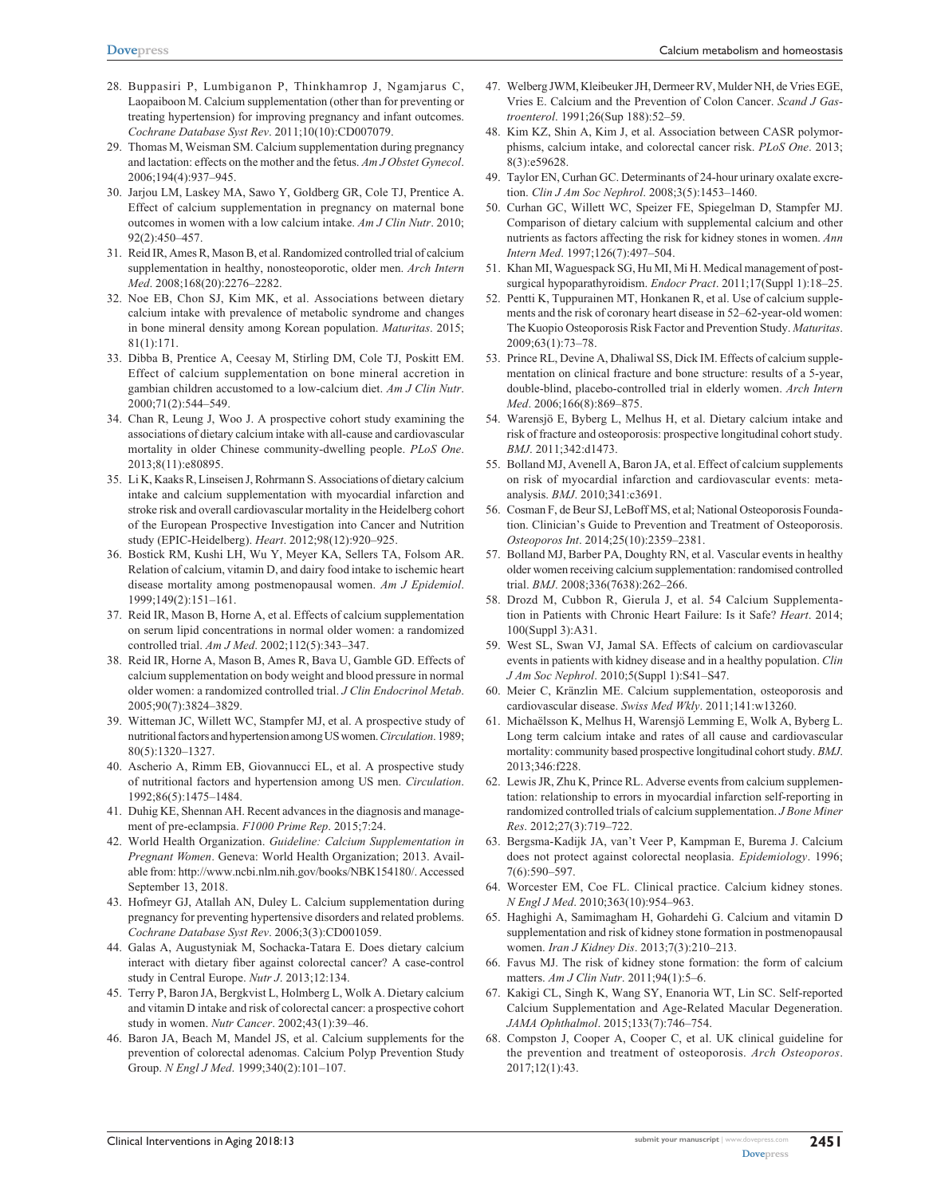28. Buppasiri P, Lumbiganon P, Thinkhamrop J, Ngamjarus C, Laopaiboon M. Calcium supplementation (other than for preventing or treating hypertension) for improving pregnancy and infant outcomes. *Cochrane Database Syst Rev*. 2011;10(10):CD007079.
29. Thomas M, Weisman SM. Calcium supplementation during pregnancy and lactation: effects on the mother and the fetus. *Am J Obstet Gynecol*. 2006;194(4):937–945.
30. Jarjou LM, Laskey MA, Sawo Y, Goldberg GR, Cole TJ, Prentice A. Effect of calcium supplementation in pregnancy on maternal bone outcomes in women with a low calcium intake. *Am J Clin Nutr*. 2010; 92(2):450–457.
31. Reid IR, Ames R, Mason B, et al. Randomized controlled trial of calcium supplementation in healthy, nonosteoporotic, older men. *Arch Intern Med*. 2008;168(20):2276–2282.
32. Noe EB, Chon SJ, Kim MK, et al. Associations between dietary calcium intake with prevalence of metabolic syndrome and changes in bone mineral density among Korean population. *Maturitas*. 2015; 81(1):171.
33. Dibba B, Prentice A, Ceesay M, Stirling DM, Cole TJ, Poskitt EM. Effect of calcium supplementation on bone mineral accretion in gambian children accustomed to a low-calcium diet. *Am J Clin Nutr*. 2000;71(2):544–549.
34. Chan R, Leung J, Woo J. A prospective cohort study examining the associations of dietary calcium intake with all-cause and cardiovascular mortality in older Chinese community-dwelling people. *PLoS One*. 2013;8(11):e80895.
35. Li K, Kaaks R, Linseisen J, Rohrmann S. Associations of dietary calcium intake and calcium supplementation with myocardial infarction and stroke risk and overall cardiovascular mortality in the Heidelberg cohort of the European Prospective Investigation into Cancer and Nutrition study (EPIC-Heidelberg). *Heart*. 2012;98(12):920–925.
36. Bostick RM, Kushi LH, Wu Y, Meyer KA, Sellers TA, Folsom AR. Relation of calcium, vitamin D, and dairy food intake to ischemic heart disease mortality among postmenopausal women. *Am J Epidemiol*. 1999;149(2):151–161.
37. Reid IR, Mason B, Horne A, et al. Effects of calcium supplementation on serum lipid concentrations in normal older women: a randomized controlled trial. *Am J Med*. 2002;112(5):343–347.
38. Reid IR, Horne A, Mason B, Ames R, Bava U, Gamble GD. Effects of calcium supplementation on body weight and blood pressure in normal older women: a randomized controlled trial. *J Clin Endocrinol Metab*. 2005;90(7):3824–3829.
39. Witteman JC, Willett WC, Stampfer MJ, et al. A prospective study of nutritional factors and hypertension among US women. *Circulation*. 1989; 80(5):1320–1327.
40. Ascherio A, Rimm EB, Giovannucci EL, et al. A prospective study of nutritional factors and hypertension among US men. *Circulation*. 1992;86(5):1475–1484.
41. Duhig KE, Shennan AH. Recent advances in the diagnosis and management of pre-eclampsia. *F1000 Prime Rep*. 2015;7:24.
42. World Health Organization. *Guideline: Calcium Supplementation in Pregnant Women*. Geneva: World Health Organization; 2013. Available from: http://www.ncbi.nlm.nih.gov/books/NBK154180/. Accessed September 13, 2018.
43. Hofmeyr GJ, Atallah AN, Duley L. Calcium supplementation during pregnancy for preventing hypertensive disorders and related problems. *Cochrane Database Syst Rev*. 2006;3(3):CD001059.
44. Galas A, Augustyniak M, Sochacka-Tatara E. Does dietary calcium interact with dietary fiber against colorectal cancer? A case-control study in Central Europe. *Nutr J*. 2013;12:134.
45. Terry P, Baron JA, Bergkvist L, Holmberg L, Wolk A. Dietary calcium and vitamin D intake and risk of colorectal cancer: a prospective cohort study in women. *Nutr Cancer*. 2002;43(1):39–46.
46. Baron JA, Beach M, Mandel JS, et al. Calcium supplements for the prevention of colorectal adenomas. Calcium Polyp Prevention Study Group. *N Engl J Med*. 1999;340(2):101–107.
47. Welberg JWM, Kleibeuker JH, Dermeer RV, Mulder NH, de Vries EGE, Vries E. Calcium and the Prevention of Colon Cancer. *Scand J Gastroenterol*. 1991;26(Sup 188):52–59.
48. Kim KZ, Shin A, Kim J, et al. Association between CASR polymorphisms, calcium intake, and colorectal cancer risk. *PLoS One*. 2013; 8(3):e59628.
49. Taylor EN, Curhan GC. Determinants of 24-hour urinary oxalate excretion. *Clin J Am Soc Nephrol*. 2008;3(5):1453–1460.
50. Curhan GC, Willett WC, Speizer FE, Spiegelman D, Stampfer MJ. Comparison of dietary calcium with supplemental calcium and other nutrients as factors affecting the risk for kidney stones in women. *Ann Intern Med*. 1997;126(7):497–504.
51. Khan MI, Waguespack SG, Hu MI, Mi H. Medical management of postsurgical hypoparathyroidism. *Endocr Pract*. 2011;17(Suppl 1):18–25.
52. Pentti K, Tuppurainen MT, Honkanen R, et al. Use of calcium supplements and the risk of coronary heart disease in 52–62-year-old women: The Kuopio Osteoporosis Risk Factor and Prevention Study. *Maturitas*. 2009;63(1):73–78.
53. Prince RL, Devine A, Dhaliwal SS, Dick IM. Effects of calcium supplementation on clinical fracture and bone structure: results of a 5-year, double-blind, placebo-controlled trial in elderly women. *Arch Intern Med*. 2006;166(8):869–875.
54. Warensjö E, Byberg L, Melhus H, et al. Dietary calcium intake and risk of fracture and osteoporosis: prospective longitudinal cohort study. *BMJ*. 2011;342:d1473.
55. Bolland MJ, Avenell A, Baron JA, et al. Effect of calcium supplements on risk of myocardial infarction and cardiovascular events: meta-analysis. *BMJ*. 2010;341:c3691.
56. Cosman F, de Beur SJ, LeBoff MS, et al; National Osteoporosis Foundation. Clinician's Guide to Prevention and Treatment of Osteoporosis. *Osteoporos Int*. 2014;25(10):2359–2381.
57. Bolland MJ, Barber PA, Doughty RN, et al. Vascular events in healthy older women receiving calcium supplementation: randomised controlled trial. *BMJ*. 2008;336(7638):262–266.
58. Drozd M, Cubbon R, Gierula J, et al. 54 Calcium Supplementation in Patients with Chronic Heart Failure: Is it Safe? *Heart*. 2014; 100(Suppl 3):A31.
59. West SL, Swan VJ, Jamal SA. Effects of calcium on cardiovascular events in patients with kidney disease and in a healthy population. *Clin J Am Soc Nephrol*. 2010;5(Suppl 1):S41–S47.
60. Meier C, Kränzlin ME. Calcium supplementation, osteoporosis and cardiovascular disease. *Swiss Med Wkly*. 2011;141:w13260.
61. Michaëlsson K, Melhus H, Warensjö Lemming E, Wolk A, Byberg L. Long term calcium intake and rates of all cause and cardiovascular mortality: community based prospective longitudinal cohort study. *BMJ*. 2013;346:f228.
62. Lewis JR, Zhu K, Prince RL. Adverse events from calcium supplementation: relationship to errors in myocardial infarction self-reporting in randomized controlled trials of calcium supplementation. *J Bone Miner Res*. 2012;27(3):719–722.
63. Bergsma-Kadijk JA, van't Veer P, Kampman E, Burema J. Calcium does not protect against colorectal neoplasia. *Epidemiology*. 1996; 7(6):590–597.
64. Worcester EM, Coe FL. Clinical practice. Calcium kidney stones. *N Engl J Med*. 2010;363(10):954–963.
65. Haghighi A, Samimagham H, Gohardehi G. Calcium and vitamin D supplementation and risk of kidney stone formation in postmenopausal women. *Iran J Kidney Dis*. 2013;7(3):210–213.
66. Favus MJ. The risk of kidney stone formation: the form of calcium matters. *Am J Clin Nutr*. 2011;94(1):5–6.
67. Kakigi CL, Singh K, Wang SY, Enanoria WT, Lin SC. Self-reported Calcium Supplementation and Age-Related Macular Degeneration. *JAMA Ophthalmol*. 2015;133(7):746–754.
68. Compston J, Cooper A, Cooper C, et al. UK clinical guideline for the prevention and treatment of osteoporosis. *Arch Osteoporos*. 2017;12(1):43.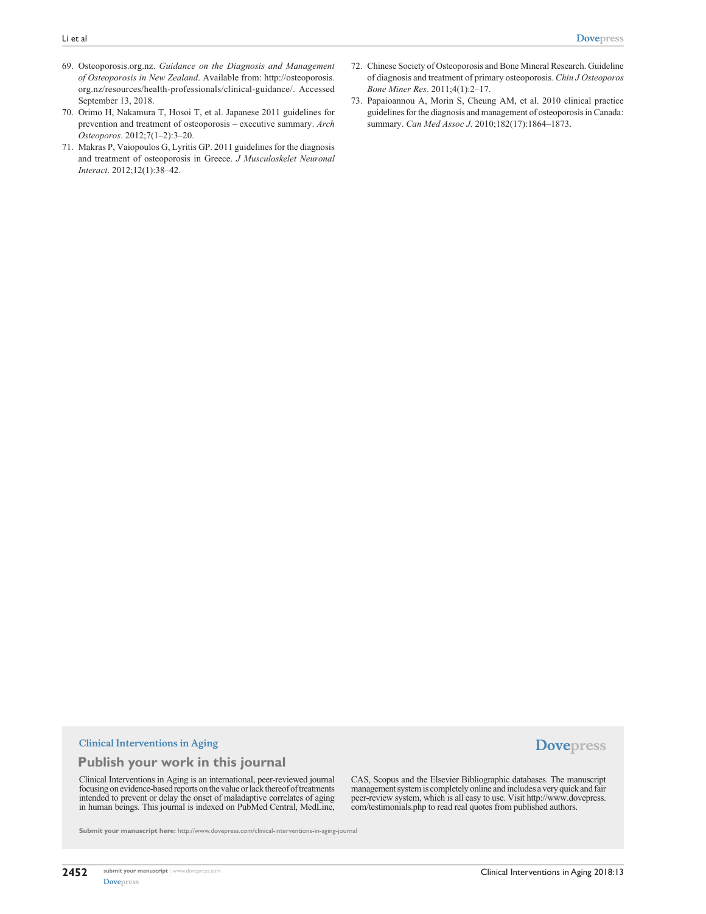69. Osteoporosis.org.nz. *Guidance on the Diagnosis and Management of Osteoporosis in New Zealand*. Available from: http://osteoporosis.org.nz/resources/health-professionals/clinical-guidance/. Accessed September 13, 2018.
70. Orimo H, Nakamura T, Hosoi T, et al. Japanese 2011 guidelines for prevention and treatment of osteoporosis – executive summary. *Arch Osteoporos*. 2012;7(1–2):3–20.
71. Makras P, Vaiopoulos G, Lyritis GP. 2011 guidelines for the diagnosis and treatment of osteoporosis in Greece. *J Musculoskelet Neuronal Interact*. 2012;12(1):38–42.
72. Chinese Society of Osteoporosis and Bone Mineral Research. Guideline of diagnosis and treatment of primary osteoporosis. *Chin J Osteoporos Bone Miner Res*. 2011;4(1):2–17.
73. Papaioannou A, Morin S, Cheung AM, et al. 2010 clinical practice guidelines for the diagnosis and management of osteoporosis in Canada: summary. *Can Med Assoc J*. 2010;182(17):1864–1873.

**Clinical Interventions in Aging**

**Dovepress**

## Publish your work in this journal

Clinical Interventions in Aging is an international, peer-reviewed journal focusing on evidence-based reports on the value or lack thereof of treatments intended to prevent or delay the onset of maladaptive correlates of aging in human beings. This journal is indexed on PubMed Central, MedLine, CAS, Scopus and the Elsevier Bibliographic databases. The manuscript management system is completely online and includes a very quick and fair peer-review system, which is all easy to use. Visit http://www.dovepress.com/testimonials.php to read real quotes from published authors.

**Submit your manuscript here:** http://www.dovepress.com/clinical-interventions-in-aging-journal